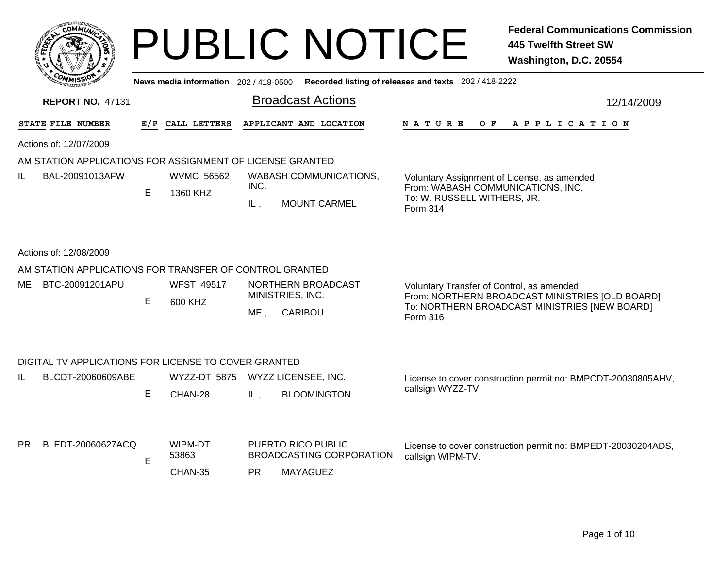# PUBLIC NOTICE

**Federal Communications Commission**
**445 Twelfth Street SW**
**Washington, D.C. 20554**

**News media information** 202 / 418-0500 **Recorded listing of releases and texts** 202 / 418-2222

**REPORT NO.** 47131

## Broadcast Actions

12/14/2009

| STATE | FILE NUMBER | E/P | CALL LETTERS | APPLICANT AND LOCATION | NATURE OF APPLICATION |
|---|---|---|---|---|---|

Actions of: 12/07/2009

### AM STATION APPLICATIONS FOR ASSIGNMENT OF LICENSE GRANTED

| STATE | FILE NUMBER | E/P | CALL LETTERS | APPLICANT AND LOCATION | NATURE OF APPLICATION |
|---|---|---|---|---|---|
| IL | BAL-20091013AFW | E | WVMC 56562<br>1360 KHZ | WABASH COMMUNICATIONS, INC.<br>IL , MOUNT CARMEL | Voluntary Assignment of License, as amended<br>From: WABASH COMMUNICATIONS, INC.<br>To: W. RUSSELL WITHERS, JR.<br>Form 314 |

Actions of: 12/08/2009

### AM STATION APPLICATIONS FOR TRANSFER OF CONTROL GRANTED

| STATE | FILE NUMBER | E/P | CALL LETTERS | APPLICANT AND LOCATION | NATURE OF APPLICATION |
|---|---|---|---|---|---|
| ME | BTC-20091201APU | E | WFST 49517<br>600 KHZ | NORTHERN BROADCAST MINISTRIES, INC.<br>ME , CARIBOU | Voluntary Transfer of Control, as amended<br>From: NORTHERN BROADCAST MINISTRIES [OLD BOARD]<br>To: NORTHERN BROADCAST MINISTRIES [NEW BOARD]<br>Form 316 |

### DIGITAL TV APPLICATIONS FOR LICENSE TO COVER GRANTED

| STATE | FILE NUMBER | E/P | CALL LETTERS | APPLICANT AND LOCATION | NATURE OF APPLICATION |
|---|---|---|---|---|---|
| IL | BLCDT-20060609ABE | E | WYZZ-DT 5875<br>CHAN-28 | WYZZ LICENSEE, INC.<br>IL , BLOOMINGTON | License to cover construction permit no: BMPCDT-20030805AHV, callsign WYZZ-TV. |
| PR | BLEDT-20060627ACQ | E | WIPM-DT 53863<br>CHAN-35 | PUERTO RICO PUBLIC BROADCASTING CORPORATION<br>PR , MAYAGUEZ | License to cover construction permit no: BMPEDT-20030204ADS, callsign WIPM-TV. |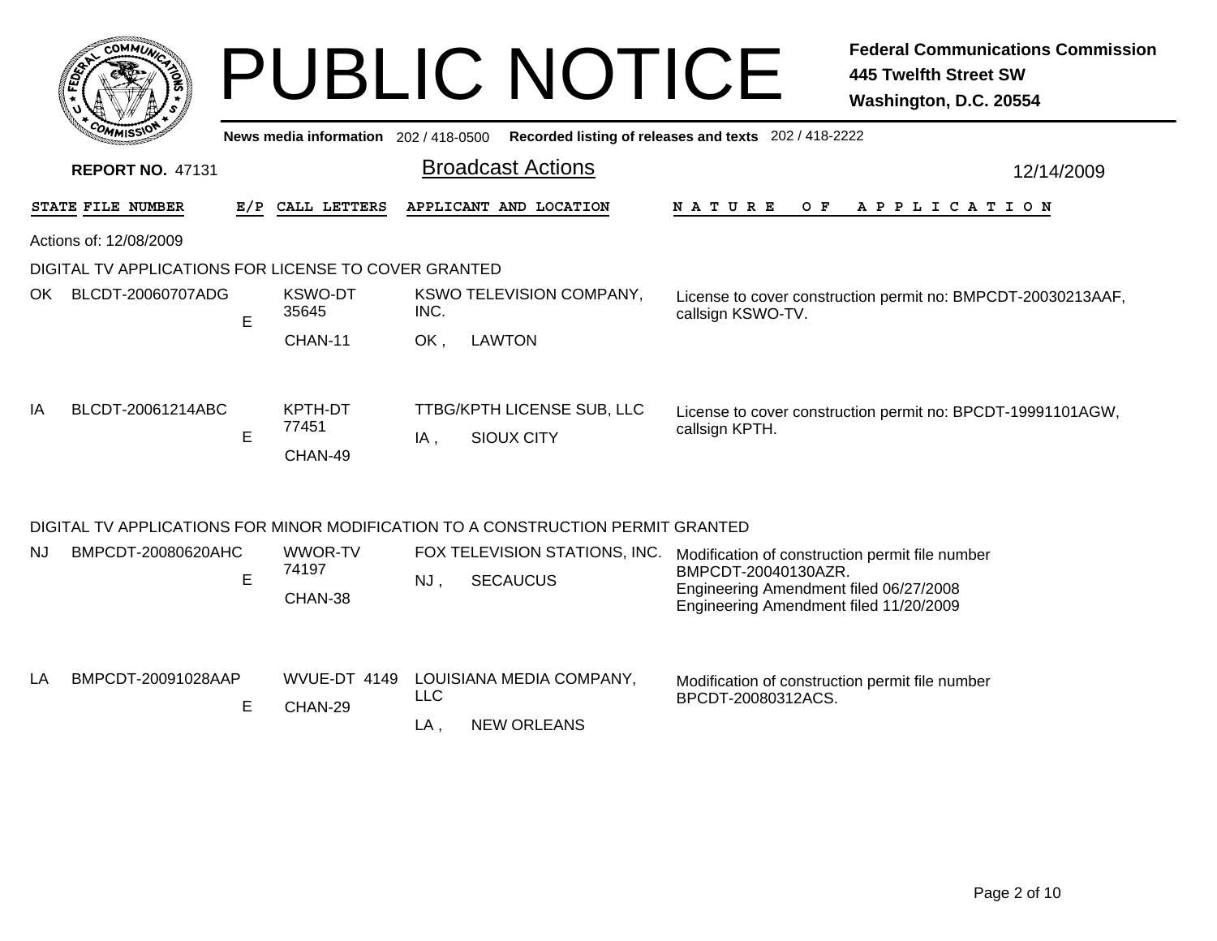# PUBLIC NOTICE

**Federal Communications Commission**
**445 Twelfth Street SW**
**Washington, D.C. 20554**

News media information 202 / 418-0500 Recorded listing of releases and texts 202 / 418-2222

**REPORT NO.** 47131

## Broadcast Actions

12/14/2009

Actions of: 12/08/2009

### DIGITAL TV APPLICATIONS FOR LICENSE TO COVER GRANTED

| STATE | FILE NUMBER | E/P | CALL LETTERS | APPLICANT AND LOCATION | NATURE OF APPLICATION |
|---|---|---|---|---|---|
| OK | BLCDT-20060707ADG | E | KSWO-DT 35645 CHAN-11 | KSWO TELEVISION COMPANY, INC. OK , LAWTON | License to cover construction permit no: BMPCDT-20030213AAF, callsign KSWO-TV. |
| IA | BLCDT-20061214ABC | E | KPTH-DT 77451 CHAN-49 | TTBG/KPTH LICENSE SUB, LLC IA , SIOUX CITY | License to cover construction permit no: BPCDT-19991101AGW, callsign KPTH. |

### DIGITAL TV APPLICATIONS FOR MINOR MODIFICATION TO A CONSTRUCTION PERMIT GRANTED

| STATE | FILE NUMBER | E/P | CALL LETTERS | APPLICANT AND LOCATION | NATURE OF APPLICATION |
|---|---|---|---|---|---|
| NJ | BMPCDT-20080620AHC | E | WWOR-TV 74197 CHAN-38 | FOX TELEVISION STATIONS, INC. NJ , SECAUCUS | Modification of construction permit file number BMPCDT-20040130AZR. Engineering Amendment filed 06/27/2008 Engineering Amendment filed 11/20/2009 |
| LA | BMPCDT-20091028AAP | E | WVUE-DT 4149 CHAN-29 | LOUISIANA MEDIA COMPANY, LLC LA , NEW ORLEANS | Modification of construction permit file number BPCDT-20080312ACS. |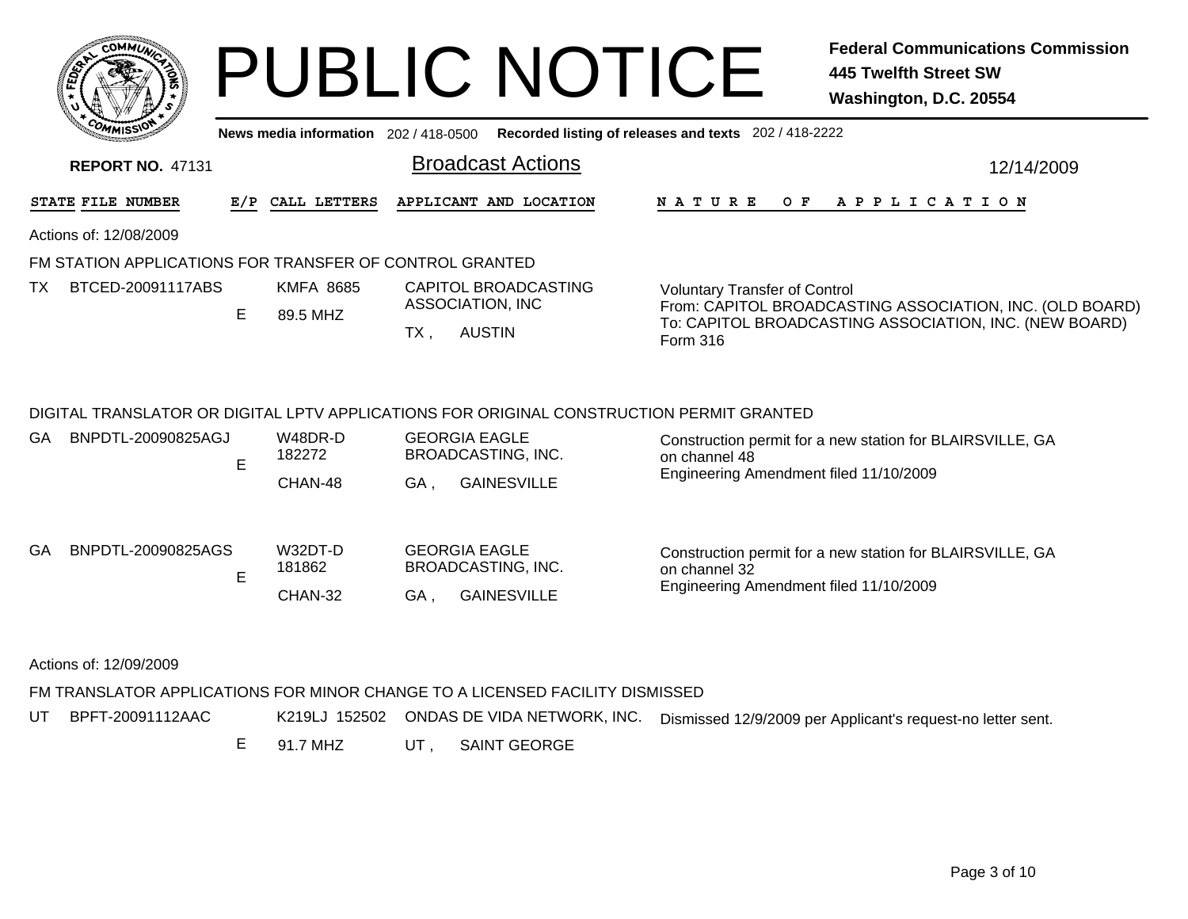# PUBLIC NOTICE

**Federal Communications Commission**
**445 Twelfth Street SW**
**Washington, D.C. 20554**

News media information 202 / 418-0500 **Recorded listing of releases and texts** 202 / 418-2222

**REPORT NO.** 47131

## Broadcast Actions

12/14/2009

| STATE | FILE NUMBER | E/P | CALL LETTERS | APPLICANT AND LOCATION | NATURE OF APPLICATION |
|---|---|---|---|---|---|

Actions of: 12/08/2009

### FM STATION APPLICATIONS FOR TRANSFER OF CONTROL GRANTED

| STATE | FILE NUMBER | E/P | CALL LETTERS | APPLICANT AND LOCATION | NATURE OF APPLICATION |
|---|---|---|---|---|---|
| TX | BTCED-20091117ABS | E | KMFA 8685<br>89.5 MHZ | CAPITOL BROADCASTING ASSOCIATION, INC<br>TX , AUSTIN | Voluntary Transfer of Control<br>From: CAPITOL BROADCASTING ASSOCIATION, INC. (OLD BOARD)<br>To: CAPITOL BROADCASTING ASSOCIATION, INC. (NEW BOARD)<br>Form 316 |

### DIGITAL TRANSLATOR OR DIGITAL LPTV APPLICATIONS FOR ORIGINAL CONSTRUCTION PERMIT GRANTED

| STATE | FILE NUMBER | E/P | CALL LETTERS | APPLICANT AND LOCATION | NATURE OF APPLICATION |
|---|---|---|---|---|---|
| GA | BNPDTL-20090825AGJ | E | W48DR-D 182272<br>CHAN-48 | GEORGIA EAGLE BROADCASTING, INC.<br>GA , GAINESVILLE | Construction permit for a new station for BLAIRSVILLE, GA on channel 48<br>Engineering Amendment filed 11/10/2009 |
| GA | BNPDTL-20090825AGS | E | W32DT-D 181862<br>CHAN-32 | GEORGIA EAGLE BROADCASTING, INC.<br>GA , GAINESVILLE | Construction permit for a new station for BLAIRSVILLE, GA on channel 32<br>Engineering Amendment filed 11/10/2009 |

Actions of: 12/09/2009

### FM TRANSLATOR APPLICATIONS FOR MINOR CHANGE TO A LICENSED FACILITY DISMISSED

| STATE | FILE NUMBER | E/P | CALL LETTERS | APPLICANT AND LOCATION | NATURE OF APPLICATION |
|---|---|---|---|---|---|
| UT | BPFT-20091112AAC | E | K219LJ 152502<br>91.7 MHZ | ONDAS DE VIDA NETWORK, INC.<br>UT , SAINT GEORGE | Dismissed 12/9/2009 per Applicant's request-no letter sent. |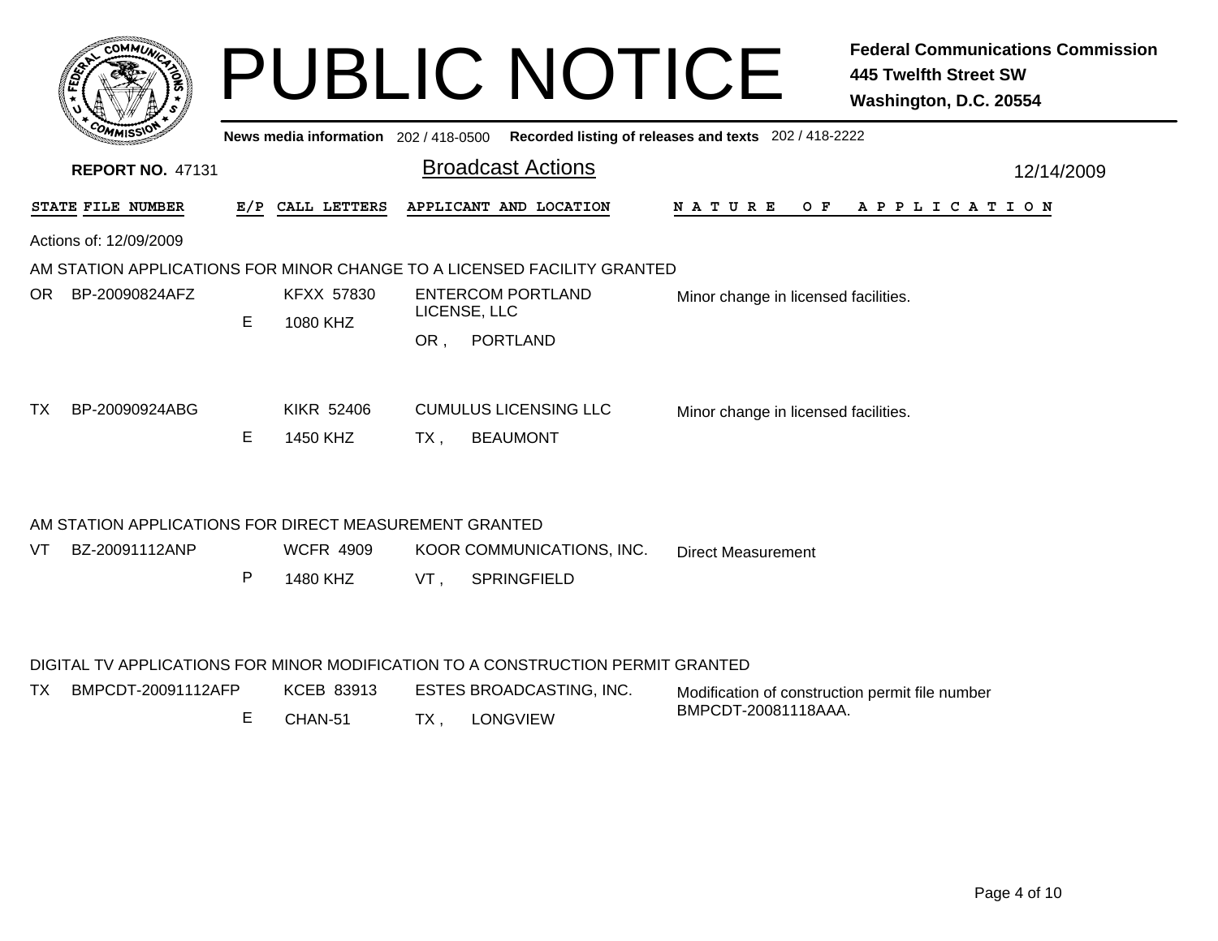# PUBLIC NOTICE

**Federal Communications Commission**
**445 Twelfth Street SW**
**Washington, D.C. 20554**

News media information 202 / 418-0500 Recorded listing of releases and texts 202 / 418-2222

**REPORT NO.** 47131

## Broadcast Actions

12/14/2009

| STATE | FILE NUMBER | E/P | CALL LETTERS | APPLICANT AND LOCATION | NATURE OF APPLICATION |
|---|---|---|---|---|---|

Actions of: 12/09/2009

### AM STATION APPLICATIONS FOR MINOR CHANGE TO A LICENSED FACILITY GRANTED

| STATE | FILE NUMBER | E/P | CALL LETTERS | APPLICANT AND LOCATION | NATURE OF APPLICATION |
|---|---|---|---|---|---|
| OR | BP-20090824AFZ | E | KFXX 57830<br>1080 KHZ | ENTERCOM PORTLAND LICENSE, LLC<br>OR , PORTLAND | Minor change in licensed facilities. |
| TX | BP-20090924ABG | E | KIKR 52406<br>1450 KHZ | CUMULUS LICENSING LLC<br>TX , BEAUMONT | Minor change in licensed facilities. |

### AM STATION APPLICATIONS FOR DIRECT MEASUREMENT GRANTED

| STATE | FILE NUMBER | E/P | CALL LETTERS | APPLICANT AND LOCATION | NATURE OF APPLICATION |
|---|---|---|---|---|---|
| VT | BZ-20091112ANP | P | WCFR 4909<br>1480 KHZ | KOOR COMMUNICATIONS, INC.<br>VT , SPRINGFIELD | Direct Measurement |

### DIGITAL TV APPLICATIONS FOR MINOR MODIFICATION TO A CONSTRUCTION PERMIT GRANTED

| STATE | FILE NUMBER | E/P | CALL LETTERS | APPLICANT AND LOCATION | NATURE OF APPLICATION |
|---|---|---|---|---|---|
| TX | BMPCDT-20091112AFP | E | KCEB 83913<br>CHAN-51 | ESTES BROADCASTING, INC.<br>TX , LONGVIEW | Modification of construction permit file number BMPCDT-20081118AAA. |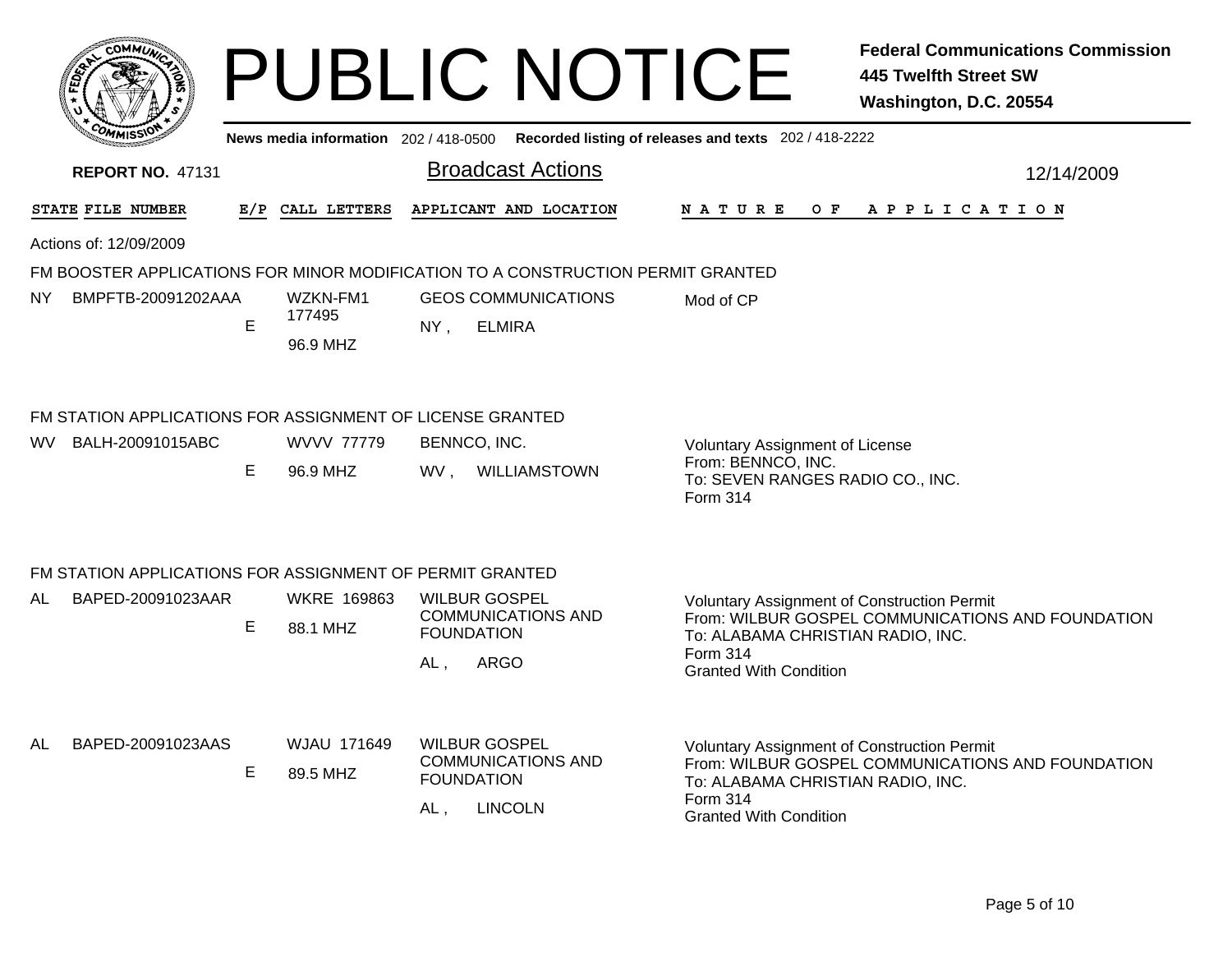# PUBLIC NOTICE

**Federal Communications Commission**
**445 Twelfth Street SW**
**Washington, D.C. 20554**

News media information 202 / 418-0500 Recorded listing of releases and texts 202 / 418-2222

**REPORT NO.** 47131

## Broadcast Actions

12/14/2009

| STATE | FILE NUMBER | E/P | CALL LETTERS | APPLICANT AND LOCATION | NATURE OF APPLICATION |
|---|---|---|---|---|---|

Actions of: 12/09/2009

### FM BOOSTER APPLICATIONS FOR MINOR MODIFICATION TO A CONSTRUCTION PERMIT GRANTED

| STATE | FILE NUMBER | E/P | CALL LETTERS | APPLICANT AND LOCATION | NATURE OF APPLICATION |
|---|---|---|---|---|---|
| NY | BMPFTB-20091202AAA | E | WZKN-FM1 177495 96.9 MHZ | GEOS COMMUNICATIONS NY , ELMIRA | Mod of CP |

### FM STATION APPLICATIONS FOR ASSIGNMENT OF LICENSE GRANTED

| STATE | FILE NUMBER | E/P | CALL LETTERS | APPLICANT AND LOCATION | NATURE OF APPLICATION |
|---|---|---|---|---|---|
| WV | BALH-20091015ABC | E | WVVV 77779 96.9 MHZ | BENNCO, INC. WV , WILLIAMSTOWN | Voluntary Assignment of License From: BENNCO, INC. To: SEVEN RANGES RADIO CO., INC. Form 314 |

### FM STATION APPLICATIONS FOR ASSIGNMENT OF PERMIT GRANTED

| STATE | FILE NUMBER | E/P | CALL LETTERS | APPLICANT AND LOCATION | NATURE OF APPLICATION |
|---|---|---|---|---|---|
| AL | BAPED-20091023AAR | E | WKRE 169863 88.1 MHZ | WILBUR GOSPEL COMMUNICATIONS AND FOUNDATION AL , ARGO | Voluntary Assignment of Construction Permit From: WILBUR GOSPEL COMMUNICATIONS AND FOUNDATION To: ALABAMA CHRISTIAN RADIO, INC. Form 314 Granted With Condition |
| AL | BAPED-20091023AAS | E | WJAU 171649 89.5 MHZ | WILBUR GOSPEL COMMUNICATIONS AND FOUNDATION AL , LINCOLN | Voluntary Assignment of Construction Permit From: WILBUR GOSPEL COMMUNICATIONS AND FOUNDATION To: ALABAMA CHRISTIAN RADIO, INC. Form 314 Granted With Condition |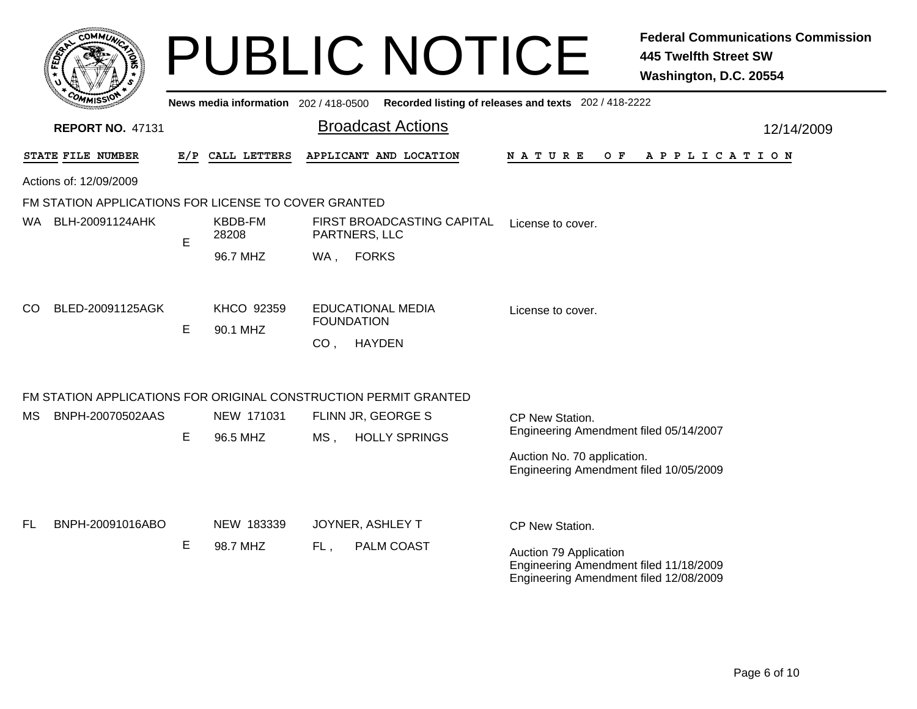# PUBLIC NOTICE

**Federal Communications Commission**
**445 Twelfth Street SW**
**Washington, D.C. 20554**

News media information 202 / 418-0500   Recorded listing of releases and texts 202 / 418-2222

**REPORT NO.** 47131

## Broadcast Actions

12/14/2009

Actions of: 12/09/2009

### FM STATION APPLICATIONS FOR LICENSE TO COVER GRANTED

| STATE | FILE NUMBER | E/P | CALL LETTERS | APPLICANT AND LOCATION | NATURE OF APPLICATION |
|---|---|---|---|---|---|
| WA | BLH-20091124AHK | E | KBDB-FM 28208 96.7 MHZ | FIRST BROADCASTING CAPITAL PARTNERS, LLC WA , FORKS | License to cover. |
| CO | BLED-20091125AGK | E | KHCO 92359 90.1 MHZ | EDUCATIONAL MEDIA FOUNDATION CO , HAYDEN | License to cover. |

### FM STATION APPLICATIONS FOR ORIGINAL CONSTRUCTION PERMIT GRANTED

| STATE | FILE NUMBER | E/P | CALL LETTERS | APPLICANT AND LOCATION | NATURE OF APPLICATION |
|---|---|---|---|---|---|
| MS | BNPH-20070502AAS | E | NEW 171031 96.5 MHZ | FLINN JR, GEORGE S MS , HOLLY SPRINGS | CP New Station. Engineering Amendment filed 05/14/2007 Auction No. 70 application. Engineering Amendment filed 10/05/2009 |
| FL | BNPH-20091016ABO | E | NEW 183339 98.7 MHZ | JOYNER, ASHLEY T FL , PALM COAST | CP New Station. Auction 79 Application Engineering Amendment filed 11/18/2009 Engineering Amendment filed 12/08/2009 |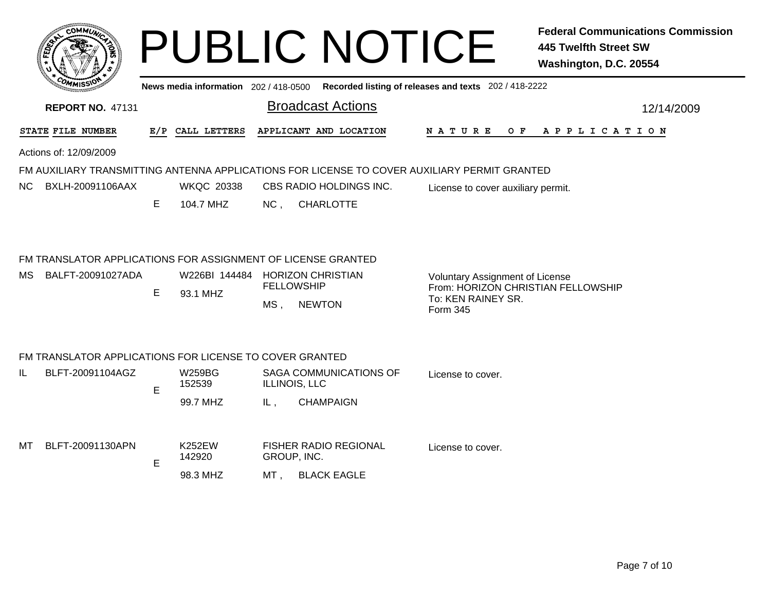# PUBLIC NOTICE

**Federal Communications Commission**
**445 Twelfth Street SW**
**Washington, D.C. 20554**

News media information 202 / 418-0500 Recorded listing of releases and texts 202 / 418-2222

**REPORT NO.** 47131

## Broadcast Actions

12/14/2009

| STATE | FILE NUMBER | E/P | CALL LETTERS | APPLICANT AND LOCATION | NATURE OF APPLICATION |
|---|---|---|---|---|---|

Actions of: 12/09/2009

### FM AUXILIARY TRANSMITTING ANTENNA APPLICATIONS FOR LICENSE TO COVER AUXILIARY PERMIT GRANTED

| STATE | FILE NUMBER | E/P | CALL LETTERS | APPLICANT AND LOCATION | NATURE OF APPLICATION |
|---|---|---|---|---|---|
| NC | BXLH-20091106AAX | E | WKQC 20338<br>104.7 MHZ | CBS RADIO HOLDINGS INC.<br>NC , CHARLOTTE | License to cover auxiliary permit. |

### FM TRANSLATOR APPLICATIONS FOR ASSIGNMENT OF LICENSE GRANTED

| STATE | FILE NUMBER | E/P | CALL LETTERS | APPLICANT AND LOCATION | NATURE OF APPLICATION |
|---|---|---|---|---|---|
| MS | BALFT-20091027ADA | E | W226BI 144484<br>93.1 MHZ | HORIZON CHRISTIAN FELLOWSHIP<br>MS , NEWTON | Voluntary Assignment of License<br>From: HORIZON CHRISTIAN FELLOWSHIP<br>To: KEN RAINEY SR.<br>Form 345 |

### FM TRANSLATOR APPLICATIONS FOR LICENSE TO COVER GRANTED

| STATE | FILE NUMBER | E/P | CALL LETTERS | APPLICANT AND LOCATION | NATURE OF APPLICATION |
|---|---|---|---|---|---|
| IL | BLFT-20091104AGZ | E | W259BG 152539<br>99.7 MHZ | SAGA COMMUNICATIONS OF ILLINOIS, LLC<br>IL , CHAMPAIGN | License to cover. |
| MT | BLFT-20091130APN | E | K252EW 142920<br>98.3 MHZ | FISHER RADIO REGIONAL GROUP, INC.<br>MT , BLACK EAGLE | License to cover. |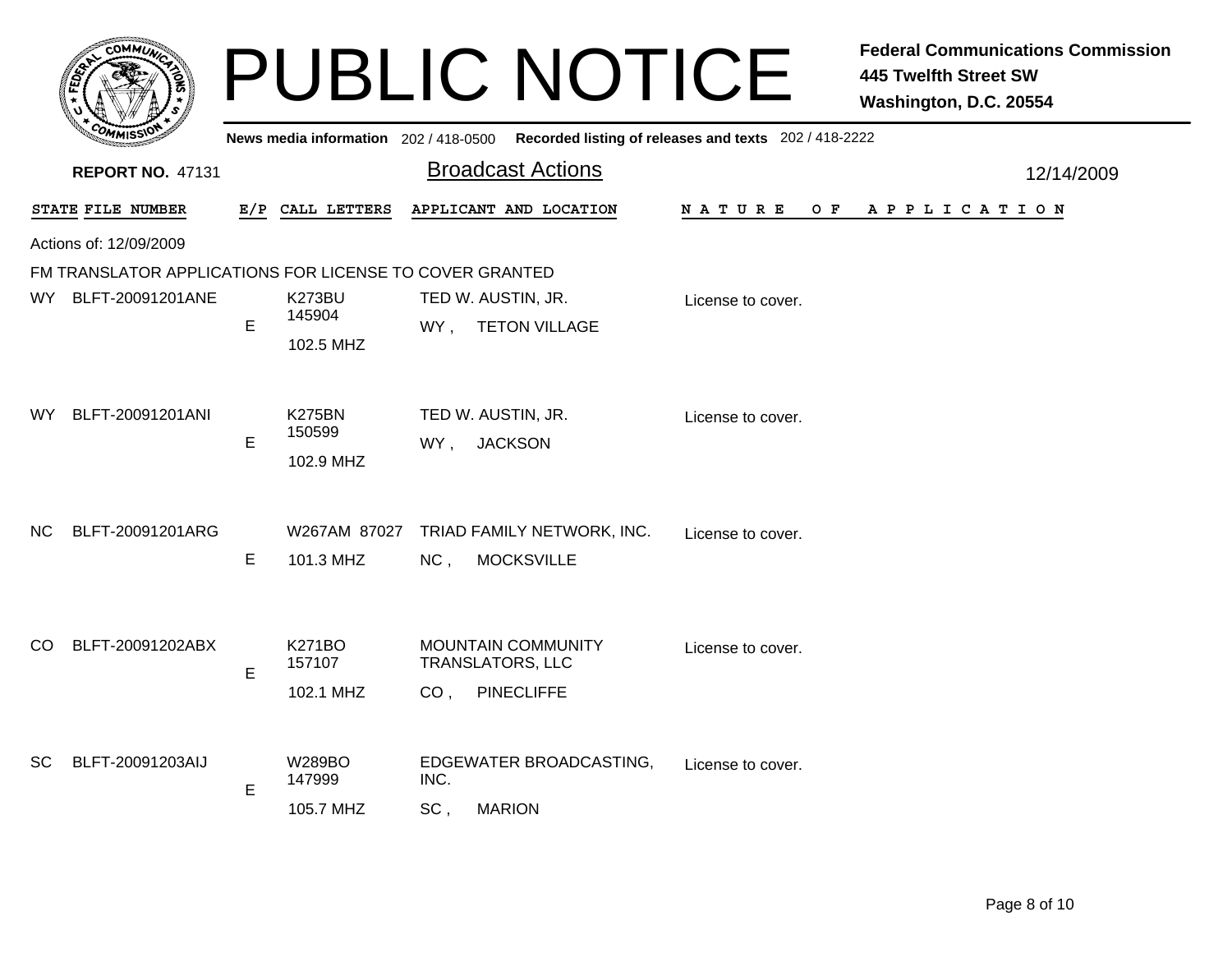# PUBLIC NOTICE

**Federal Communications Commission**
**445 Twelfth Street SW**
**Washington, D.C. 20554**

**News media information** 202 / 418-0500 **Recorded listing of releases and texts** 202 / 418-2222

**REPORT NO.** 47131

## Broadcast Actions

12/14/2009

Actions of: 12/09/2009

FM TRANSLATOR APPLICATIONS FOR LICENSE TO COVER GRANTED

| STATE | FILE NUMBER | E/P | CALL LETTERS | APPLICANT AND LOCATION | NATURE OF APPLICATION |
|---|---|---|---|---|---|
| WY | BLFT-20091201ANE | E | K273BU 145904 102.5 MHZ | TED W. AUSTIN, JR. WY , TETON VILLAGE | License to cover. |
| WY | BLFT-20091201ANI | E | K275BN 150599 102.9 MHZ | TED W. AUSTIN, JR. WY , JACKSON | License to cover. |
| NC | BLFT-20091201ARG | E | W267AM 87027 101.3 MHZ | TRIAD FAMILY NETWORK, INC. NC , MOCKSVILLE | License to cover. |
| CO | BLFT-20091202ABX | E | K271BO 157107 102.1 MHZ | MOUNTAIN COMMUNITY TRANSLATORS, LLC CO , PINECLIFFE | License to cover. |
| SC | BLFT-20091203AIJ | E | W289BO 147999 105.7 MHZ | EDGEWATER BROADCASTING, INC. SC , MARION | License to cover. |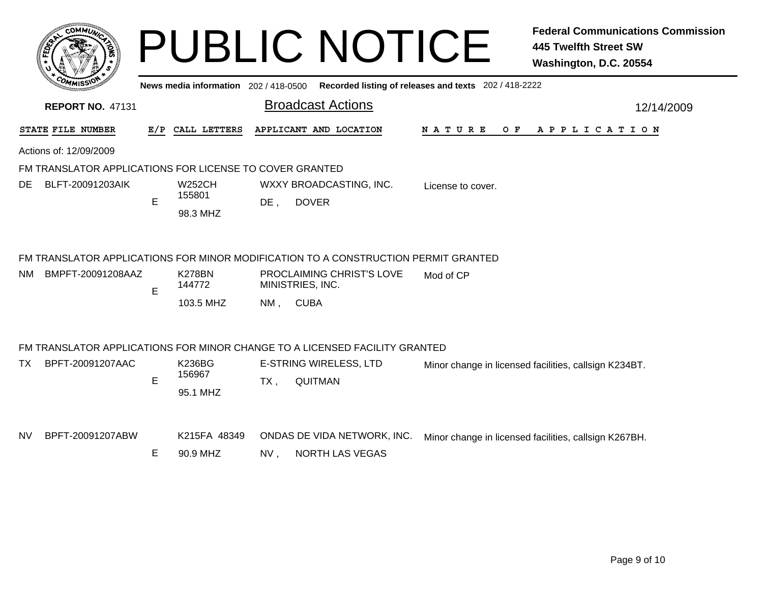# PUBLIC NOTICE

**Federal Communications Commission**
**445 Twelfth Street SW**
**Washington, D.C. 20554**

News media information 202 / 418-0500 Recorded listing of releases and texts 202 / 418-2222

**REPORT NO.** 47131

## Broadcast Actions

12/14/2009

Actions of: 12/09/2009

### FM TRANSLATOR APPLICATIONS FOR LICENSE TO COVER GRANTED

| STATE | FILE NUMBER | E/P | CALL LETTERS | APPLICANT AND LOCATION | NATURE OF APPLICATION |
|---|---|---|---|---|---|
| DE | BLFT-20091203AIK | E | W252CH 155801 98.3 MHZ | WXXY BROADCASTING, INC. DE , DOVER | License to cover. |

### FM TRANSLATOR APPLICATIONS FOR MINOR MODIFICATION TO A CONSTRUCTION PERMIT GRANTED

| STATE | FILE NUMBER | E/P | CALL LETTERS | APPLICANT AND LOCATION | NATURE OF APPLICATION |
|---|---|---|---|---|---|
| NM | BMPFT-20091208AAZ | E | K278BN 144772 103.5 MHZ | PROCLAIMING CHRIST'S LOVE MINISTRIES, INC. NM , CUBA | Mod of CP |

### FM TRANSLATOR APPLICATIONS FOR MINOR CHANGE TO A LICENSED FACILITY GRANTED

| STATE | FILE NUMBER | E/P | CALL LETTERS | APPLICANT AND LOCATION | NATURE OF APPLICATION |
|---|---|---|---|---|---|
| TX | BPFT-20091207AAC | E | K236BG 156967 95.1 MHZ | E-STRING WIRELESS, LTD TX , QUITMAN | Minor change in licensed facilities, callsign K234BT. |
| NV | BPFT-20091207ABW | E | K215FA 48349 90.9 MHZ | ONDAS DE VIDA NETWORK, INC. NV , NORTH LAS VEGAS | Minor change in licensed facilities, callsign K267BH. |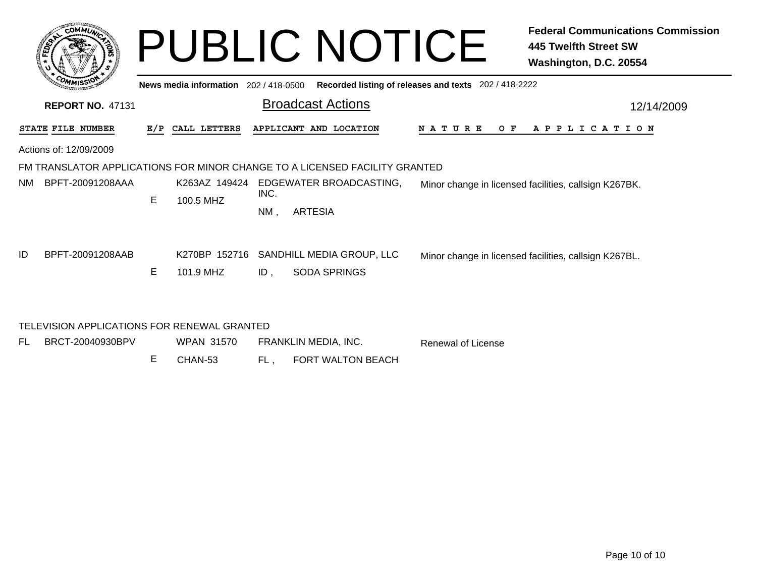# PUBLIC NOTICE

**Federal Communications Commission**
**445 Twelfth Street SW**
**Washington, D.C. 20554**

**News media information** 202 / 418-0500 **Recorded listing of releases and texts** 202 / 418-2222

**REPORT NO.** 47131

## Broadcast Actions

12/14/2009

| STATE | FILE NUMBER | E/P | CALL LETTERS | APPLICANT AND LOCATION | NATURE OF APPLICATION |
|---|---|---|---|---|---|

Actions of: 12/09/2009

### FM TRANSLATOR APPLICATIONS FOR MINOR CHANGE TO A LICENSED FACILITY GRANTED

| STATE | FILE NUMBER | E/P | CALL LETTERS | APPLICANT AND LOCATION | NATURE OF APPLICATION |
|---|---|---|---|---|---|
| NM | BPFT-20091208AAA | E | K263AZ 149424 100.5 MHZ | EDGEWATER BROADCASTING, INC. NM , ARTESIA | Minor change in licensed facilities, callsign K267BK. |
| ID | BPFT-20091208AAB | E | K270BP 152716 101.9 MHZ | SANDHILL MEDIA GROUP, LLC ID , SODA SPRINGS | Minor change in licensed facilities, callsign K267BL. |

### TELEVISION APPLICATIONS FOR RENEWAL GRANTED

| STATE | FILE NUMBER | E/P | CALL LETTERS | APPLICANT AND LOCATION | NATURE OF APPLICATION |
|---|---|---|---|---|---|
| FL | BRCT-20040930BPV | E | WPAN 31570 CHAN-53 | FRANKLIN MEDIA, INC. FL , FORT WALTON BEACH | Renewal of License |